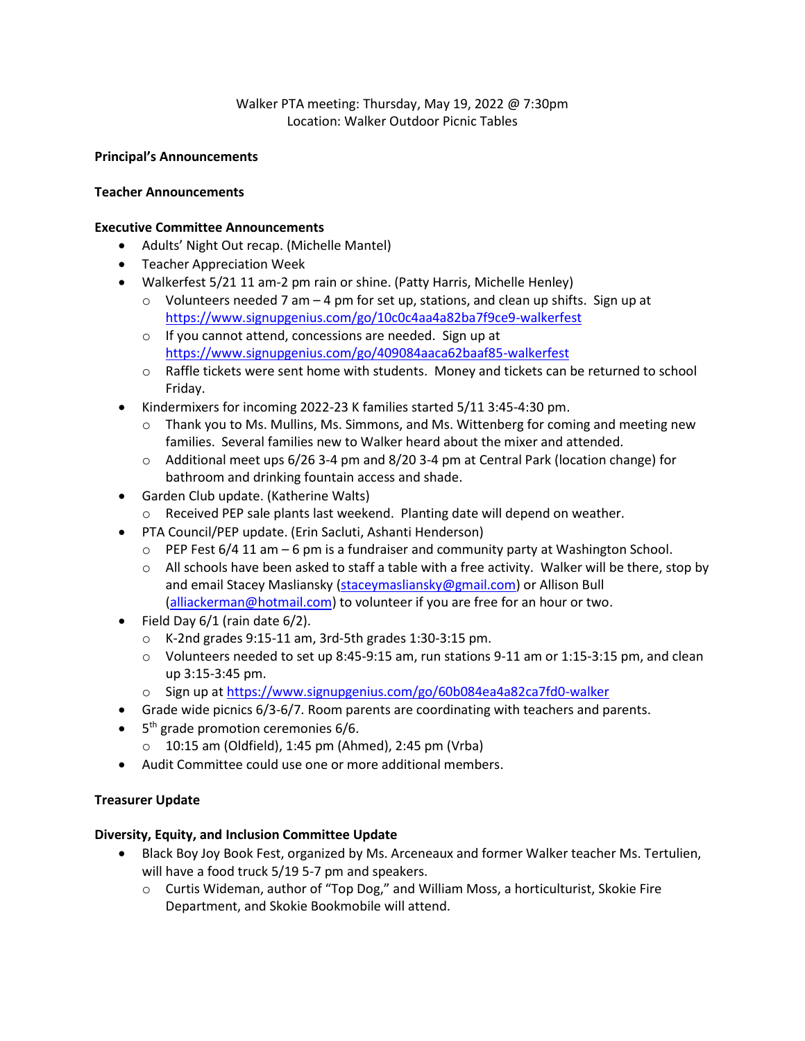Walker PTA meeting: Thursday, May 19, 2022 @ 7:30pm
Location: Walker Outdoor Picnic Tables

**Principal's Announcements**

**Teacher Announcements**

**Executive Committee Announcements**

- Adults' Night Out recap. (Michelle Mantel)
- Teacher Appreciation Week
- Walkerfest 5/21 11 am-2 pm rain or shine. (Patty Harris, Michelle Henley)
  - Volunteers needed 7 am – 4 pm for set up, stations, and clean up shifts. Sign up at https://www.signupgenius.com/go/10c0c4aa4a82ba7f9ce9-walkerfest
  - If you cannot attend, concessions are needed. Sign up at https://www.signupgenius.com/go/409084aaca62baaf85-walkerfest
  - Raffle tickets were sent home with students. Money and tickets can be returned to school Friday.
- Kindermixers for incoming 2022-23 K families started 5/11 3:45-4:30 pm.
  - Thank you to Ms. Mullins, Ms. Simmons, and Ms. Wittenberg for coming and meeting new families. Several families new to Walker heard about the mixer and attended.
  - Additional meet ups 6/26 3-4 pm and 8/20 3-4 pm at Central Park (location change) for bathroom and drinking fountain access and shade.
- Garden Club update. (Katherine Walts)
  - Received PEP sale plants last weekend. Planting date will depend on weather.
- PTA Council/PEP update. (Erin Sacluti, Ashanti Henderson)
  - PEP Fest 6/4 11 am – 6 pm is a fundraiser and community party at Washington School.
  - All schools have been asked to staff a table with a free activity. Walker will be there, stop by and email Stacey Masliansky (staceymasliansky@gmail.com) or Allison Bull (alliackerman@hotmail.com) to volunteer if you are free for an hour or two.
- Field Day 6/1 (rain date 6/2).
  - K-2nd grades 9:15-11 am, 3rd-5th grades 1:30-3:15 pm.
  - Volunteers needed to set up 8:45-9:15 am, run stations 9-11 am or 1:15-3:15 pm, and clean up 3:15-3:45 pm.
  - Sign up at https://www.signupgenius.com/go/60b084ea4a82ca7fd0-walker
- Grade wide picnics 6/3-6/7. Room parents are coordinating with teachers and parents.
- 5th grade promotion ceremonies 6/6.
  - 10:15 am (Oldfield), 1:45 pm (Ahmed), 2:45 pm (Vrba)
- Audit Committee could use one or more additional members.

**Treasurer Update**

**Diversity, Equity, and Inclusion Committee Update**

- Black Boy Joy Book Fest, organized by Ms. Arceneaux and former Walker teacher Ms. Tertulien, will have a food truck 5/19 5-7 pm and speakers.
  - Curtis Wideman, author of "Top Dog," and William Moss, a horticulturist, Skokie Fire Department, and Skokie Bookmobile will attend.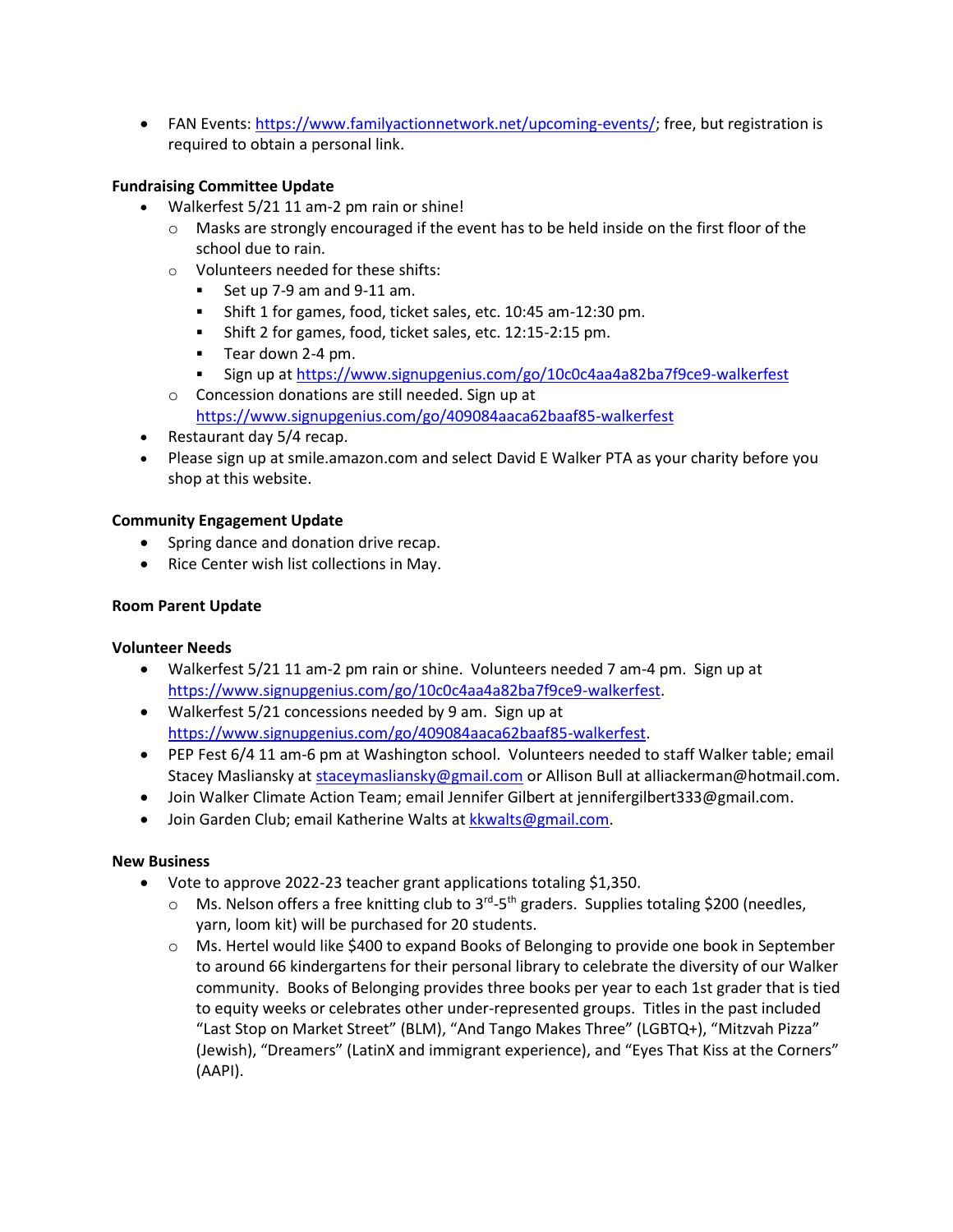- FAN Events: https://www.familyactionnetwork.net/upcoming-events/; free, but registration is required to obtain a personal link.

**Fundraising Committee Update**

- Walkerfest 5/21 11 am-2 pm rain or shine!
  - Masks are strongly encouraged if the event has to be held inside on the first floor of the school due to rain.
  - Volunteers needed for these shifts:
    - Set up 7-9 am and 9-11 am.
    - Shift 1 for games, food, ticket sales, etc. 10:45 am-12:30 pm.
    - Shift 2 for games, food, ticket sales, etc. 12:15-2:15 pm.
    - Tear down 2-4 pm.
    - Sign up at https://www.signupgenius.com/go/10c0c4aa4a82ba7f9ce9-walkerfest
  - Concession donations are still needed. Sign up at https://www.signupgenius.com/go/409084aaca62baaf85-walkerfest
- Restaurant day 5/4 recap.
- Please sign up at smile.amazon.com and select David E Walker PTA as your charity before you shop at this website.

**Community Engagement Update**

- Spring dance and donation drive recap.
- Rice Center wish list collections in May.

**Room Parent Update**

**Volunteer Needs**

- Walkerfest 5/21 11 am-2 pm rain or shine. Volunteers needed 7 am-4 pm. Sign up at https://www.signupgenius.com/go/10c0c4aa4a82ba7f9ce9-walkerfest.
- Walkerfest 5/21 concessions needed by 9 am. Sign up at https://www.signupgenius.com/go/409084aaca62baaf85-walkerfest.
- PEP Fest 6/4 11 am-6 pm at Washington school. Volunteers needed to staff Walker table; email Stacey Masliansky at staceymasliansky@gmail.com or Allison Bull at alliackerman@hotmail.com.
- Join Walker Climate Action Team; email Jennifer Gilbert at jennifergilbert333@gmail.com.
- Join Garden Club; email Katherine Walts at kkwalts@gmail.com.

**New Business**

- Vote to approve 2022-23 teacher grant applications totaling $1,350.
  - Ms. Nelson offers a free knitting club to 3rd-5th graders. Supplies totaling $200 (needles, yarn, loom kit) will be purchased for 20 students.
  - Ms. Hertel would like $400 to expand Books of Belonging to provide one book in September to around 66 kindergartens for their personal library to celebrate the diversity of our Walker community. Books of Belonging provides three books per year to each 1st grader that is tied to equity weeks or celebrates other under-represented groups. Titles in the past included "Last Stop on Market Street" (BLM), "And Tango Makes Three" (LGBTQ+), "Mitzvah Pizza" (Jewish), "Dreamers" (LatinX and immigrant experience), and "Eyes That Kiss at the Corners" (AAPI).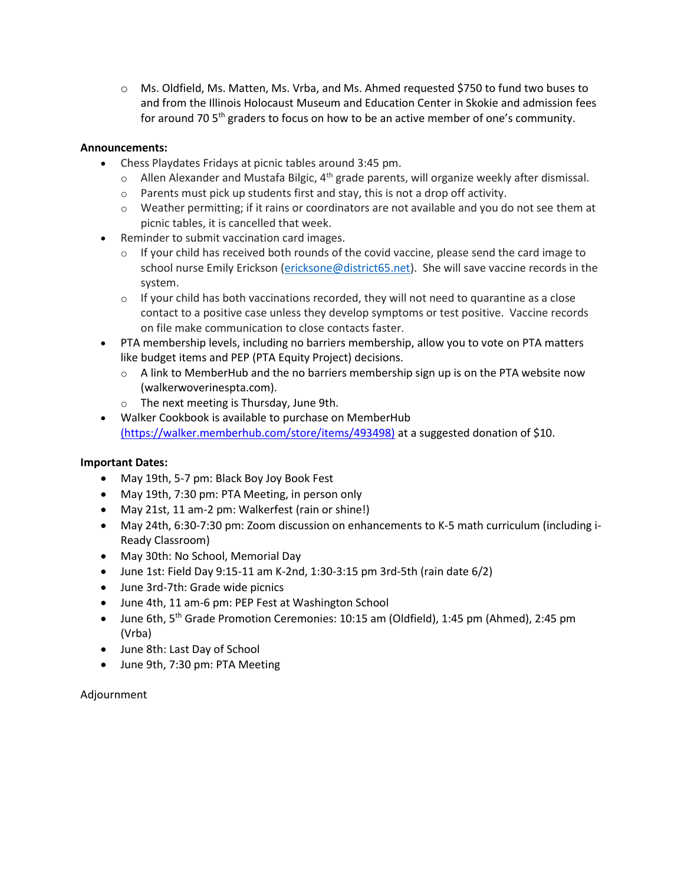- Ms. Oldfield, Ms. Matten, Ms. Vrba, and Ms. Ahmed requested $750 to fund two buses to and from the Illinois Holocaust Museum and Education Center in Skokie and admission fees for around 70 5th graders to focus on how to be an active member of one's community.

**Announcements:**

- Chess Playdates Fridays at picnic tables around 3:45 pm.
  - Allen Alexander and Mustafa Bilgic, 4th grade parents, will organize weekly after dismissal.
  - Parents must pick up students first and stay, this is not a drop off activity.
  - Weather permitting; if it rains or coordinators are not available and you do not see them at picnic tables, it is cancelled that week.
- Reminder to submit vaccination card images.
  - If your child has received both rounds of the covid vaccine, please send the card image to school nurse Emily Erickson (ericksone@district65.net). She will save vaccine records in the system.
  - If your child has both vaccinations recorded, they will not need to quarantine as a close contact to a positive case unless they develop symptoms or test positive. Vaccine records on file make communication to close contacts faster.
- PTA membership levels, including no barriers membership, allow you to vote on PTA matters like budget items and PEP (PTA Equity Project) decisions.
  - A link to MemberHub and the no barriers membership sign up is on the PTA website now (walkerwoverinespta.com).
  - The next meeting is Thursday, June 9th.
- Walker Cookbook is available to purchase on MemberHub (https://walker.memberhub.com/store/items/493498) at a suggested donation of $10.

**Important Dates:**

- May 19th, 5-7 pm: Black Boy Joy Book Fest
- May 19th, 7:30 pm: PTA Meeting, in person only
- May 21st, 11 am-2 pm: Walkerfest (rain or shine!)
- May 24th, 6:30-7:30 pm: Zoom discussion on enhancements to K-5 math curriculum (including i-Ready Classroom)
- May 30th: No School, Memorial Day
- June 1st: Field Day 9:15-11 am K-2nd, 1:30-3:15 pm 3rd-5th (rain date 6/2)
- June 3rd-7th: Grade wide picnics
- June 4th, 11 am-6 pm: PEP Fest at Washington School
- June 6th, 5th Grade Promotion Ceremonies: 10:15 am (Oldfield), 1:45 pm (Ahmed), 2:45 pm (Vrba)
- June 8th: Last Day of School
- June 9th, 7:30 pm: PTA Meeting

Adjournment